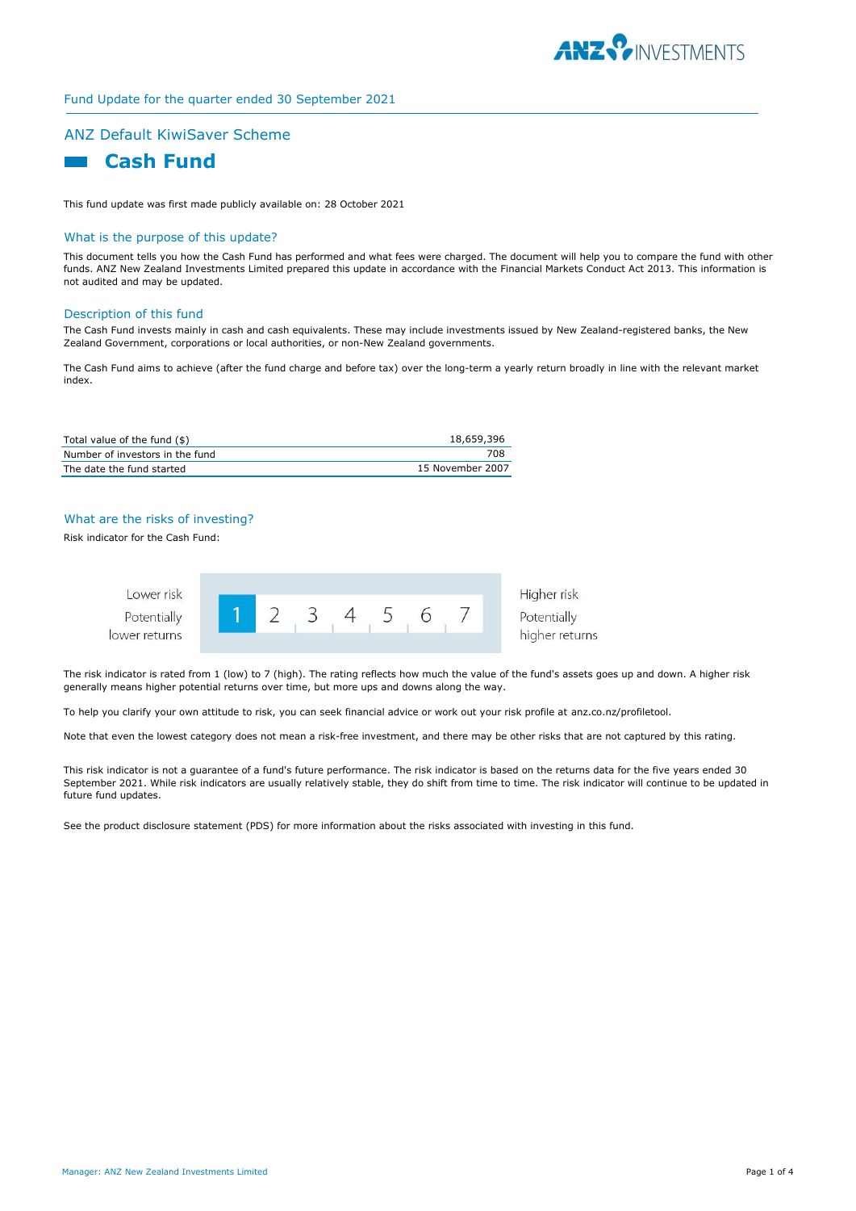Fund Update for the quarter ended 30 September 2021

## ANZ Default KiwiSaver Scheme

# Cash Fund

This fund update was first made publicly available on: 28 October 2021

### What is the purpose of this update?

This document tells you how the Cash Fund has performed and what fees were charged. The document will help you to compare the fund with other funds. ANZ New Zealand Investments Limited prepared this update in accordance with the Financial Markets Conduct Act 2013. This information is not audited and may be updated.

### Description of this fund

The Cash Fund invests mainly in cash and cash equivalents. These may include investments issued by New Zealand-registered banks, the New Zealand Government, corporations or local authorities, or non-New Zealand governments.

The Cash Fund aims to achieve (after the fund charge and before tax) over the long-term a yearly return broadly in line with the relevant market index.

| | |
|---|---|
| Total value of the fund ($) | 18,659,396 |
| Number of investors in the fund | 708 |
| The date the fund started | 15 November 2007 |

### What are the risks of investing?

Risk indicator for the Cash Fund:

| Lower risk<br>Potentially lower returns | **1** | 2 | 3 | 4 | 5 | 6 | 7 | Higher risk<br>Potentially higher returns |
|---|---|---|---|---|---|---|---|---|

The risk indicator is rated from 1 (low) to 7 (high). The rating reflects how much the value of the fund's assets goes up and down. A higher risk generally means higher potential returns over time, but more ups and downs along the way.

To help you clarify your own attitude to risk, you can seek financial advice or work out your risk profile at anz.co.nz/profiletool.

Note that even the lowest category does not mean a risk-free investment, and there may be other risks that are not captured by this rating.

This risk indicator is not a guarantee of a fund's future performance. The risk indicator is based on the returns data for the five years ended 30 September 2021. While risk indicators are usually relatively stable, they do shift from time to time. The risk indicator will continue to be updated in future fund updates.

See the product disclosure statement (PDS) for more information about the risks associated with investing in this fund.

Manager: ANZ New Zealand Investments Limited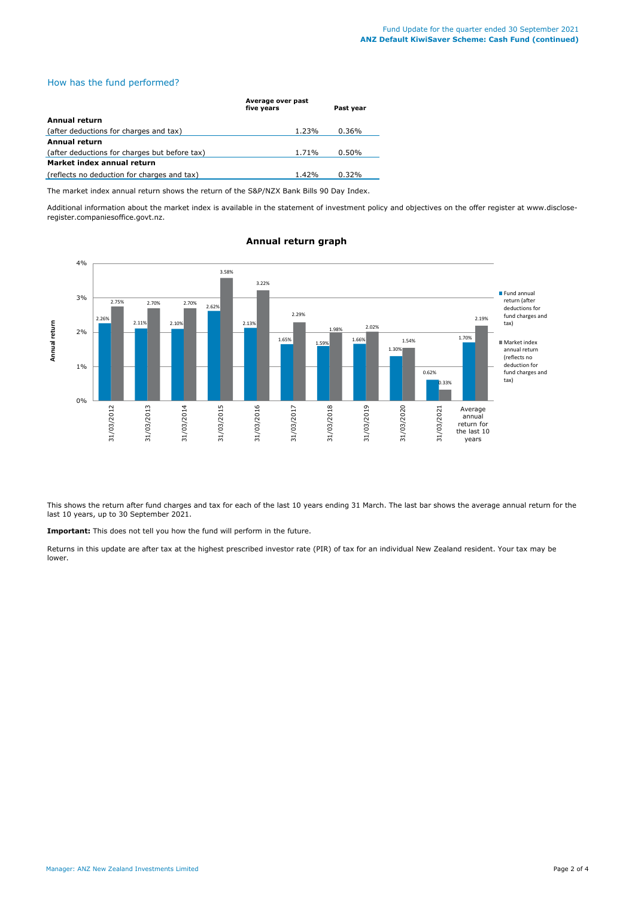## How has the fund performed?

| | Average over past five years | Past year |
|---|---|---|
| **Annual return** | | |
| (after deductions for charges and tax) | 1.23% | 0.36% |
| **Annual return** | | |
| (after deductions for charges but before tax) | 1.71% | 0.50% |
| **Market index annual return** | | |
| (reflects no deduction for charges and tax) | 1.42% | 0.32% |

The market index annual return shows the return of the S&P/NZX Bank Bills 90 Day Index.

Additional information about the market index is available in the statement of investment policy and objectives on the offer register at www.disclose-register.companiesoffice.govt.nz.

### Annual return graph

| | Fund annual return (after deductions for fund charges and tax) | Market index annual return (reflects no deduction for fund charges and tax) |
|---|---|---|
| 31/03/2012 | 2.26% | 2.75% |
| 31/03/2013 | 2.11% | 2.70% |
| 31/03/2014 | 2.10% | 2.70% |
| 31/03/2015 | 2.62% | 3.58% |
| 31/03/2016 | 2.13% | 3.22% |
| 31/03/2017 | 1.65% | 2.29% |
| 31/03/2018 | 1.59% | 1.98% |
| 31/03/2019 | 1.66% | 2.02% |
| 31/03/2020 | 1.30% | 1.54% |
| 31/03/2021 | 0.62% | 0.33% |
| Average annual return for the last 10 years | 1.70% | 2.19% |

This shows the return after fund charges and tax for each of the last 10 years ending 31 March. The last bar shows the average annual return for the last 10 years, up to 30 September 2021.

**Important:** This does not tell you how the fund will perform in the future.

Returns in this update are after tax at the highest prescribed investor rate (PIR) of tax for an individual New Zealand resident. Your tax may be lower.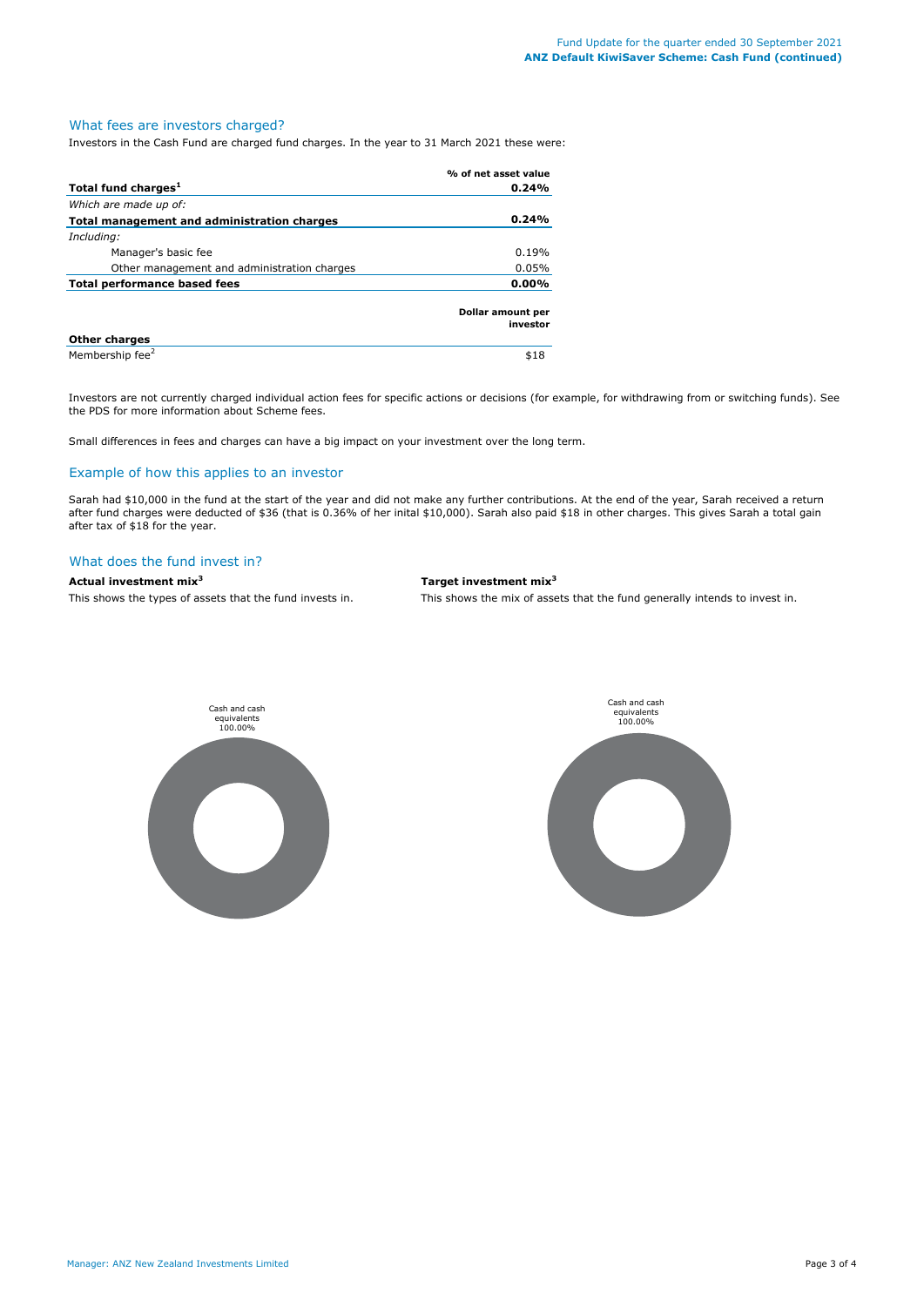## What fees are investors charged?

Investors in the Cash Fund are charged fund charges. In the year to 31 March 2021 these were:

| | % of net asset value |
|---|---|
| **Total fund charges[1]** | **0.24%** |
| *Which are made up of:* | |
| **Total management and administration charges** | **0.24%** |
| *Including:* | |
| Manager's basic fee | 0.19% |
| Other management and administration charges | 0.05% |
| **Total performance based fees** | **0.00%** |
| | **Dollar amount per investor** |
| **Other charges** | |
| Membership fee[2] | $18 |

Investors are not currently charged individual action fees for specific actions or decisions (for example, for withdrawing from or switching funds). See the PDS for more information about Scheme fees.

Small differences in fees and charges can have a big impact on your investment over the long term.

## Example of how this applies to an investor

Sarah had $10,000 in the fund at the start of the year and did not make any further contributions. At the end of the year, Sarah received a return after fund charges were deducted of $36 (that is 0.36% of her inital $10,000). Sarah also paid $18 in other charges. This gives Sarah a total gain after tax of $18 for the year.

## What does the fund invest in?

### Actual investment mix[3]

This shows the types of assets that the fund invests in.

Cash and cash equivalents 100.00%

### Target investment mix[3]

This shows the mix of assets that the fund generally intends to invest in.

Cash and cash equivalents 100.00%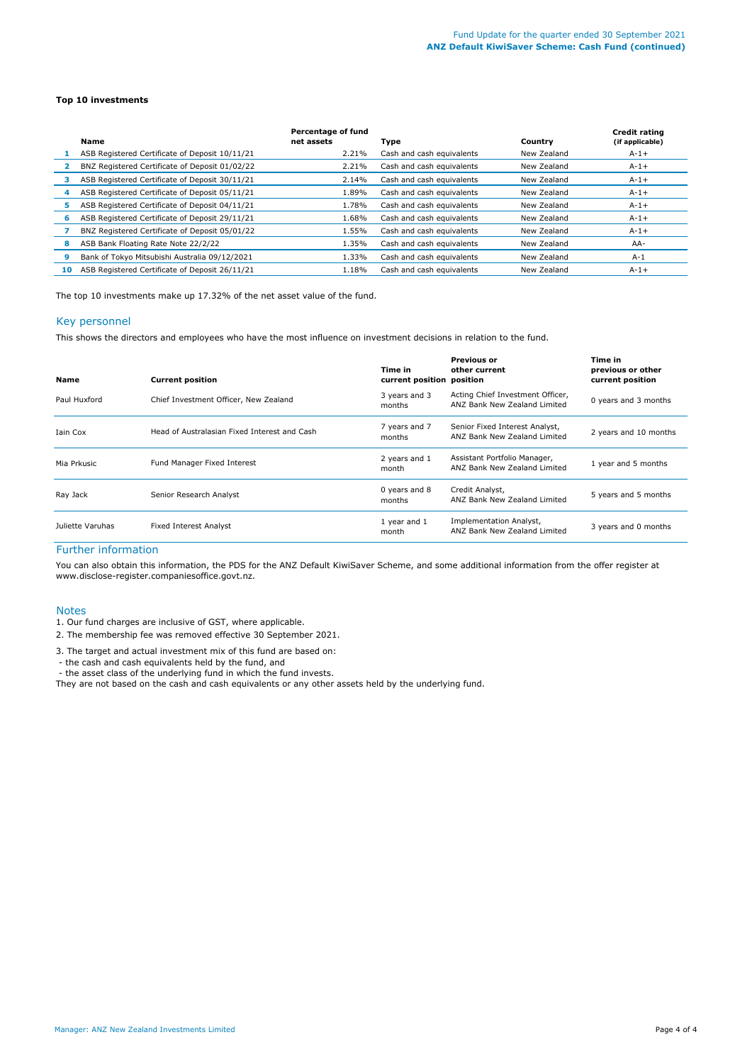### Top 10 investments

| | Name | Percentage of fund net assets | Type | Country | Credit rating (if applicable) |
|---|---|---|---|---|---|
| 1 | ASB Registered Certificate of Deposit 10/11/21 | 2.21% | Cash and cash equivalents | New Zealand | A-1+ |
| 2 | BNZ Registered Certificate of Deposit 01/02/22 | 2.21% | Cash and cash equivalents | New Zealand | A-1+ |
| 3 | ASB Registered Certificate of Deposit 30/11/21 | 2.14% | Cash and cash equivalents | New Zealand | A-1+ |
| 4 | ASB Registered Certificate of Deposit 05/11/21 | 1.89% | Cash and cash equivalents | New Zealand | A-1+ |
| 5 | ASB Registered Certificate of Deposit 04/11/21 | 1.78% | Cash and cash equivalents | New Zealand | A-1+ |
| 6 | ASB Registered Certificate of Deposit 29/11/21 | 1.68% | Cash and cash equivalents | New Zealand | A-1+ |
| 7 | BNZ Registered Certificate of Deposit 05/01/22 | 1.55% | Cash and cash equivalents | New Zealand | A-1+ |
| 8 | ASB Bank Floating Rate Note 22/2/22 | 1.35% | Cash and cash equivalents | New Zealand | AA- |
| 9 | Bank of Tokyo Mitsubishi Australia 09/12/2021 | 1.33% | Cash and cash equivalents | New Zealand | A-1 |
| 10 | ASB Registered Certificate of Deposit 26/11/21 | 1.18% | Cash and cash equivalents | New Zealand | A-1+ |

The top 10 investments make up 17.32% of the net asset value of the fund.

## Key personnel

This shows the directors and employees who have the most influence on investment decisions in relation to the fund.

| Name | Current position | Time in current position | Previous or other current position | Time in previous or other current position |
|---|---|---|---|---|
| Paul Huxford | Chief Investment Officer, New Zealand | 3 years and 3 months | Acting Chief Investment Officer, ANZ Bank New Zealand Limited | 0 years and 3 months |
| Iain Cox | Head of Australasian Fixed Interest and Cash | 7 years and 7 months | Senior Fixed Interest Analyst, ANZ Bank New Zealand Limited | 2 years and 10 months |
| Mia Prkusic | Fund Manager Fixed Interest | 2 years and 1 month | Assistant Portfolio Manager, ANZ Bank New Zealand Limited | 1 year and 5 months |
| Ray Jack | Senior Research Analyst | 0 years and 8 months | Credit Analyst, ANZ Bank New Zealand Limited | 5 years and 5 months |
| Juliette Varuhas | Fixed Interest Analyst | 1 year and 1 month | Implementation Analyst, ANZ Bank New Zealand Limited | 3 years and 0 months |

## Further information

You can also obtain this information, the PDS for the ANZ Default KiwiSaver Scheme, and some additional information from the offer register at www.disclose-register.companiesoffice.govt.nz.

## Notes

1. Our fund charges are inclusive of GST, where applicable.
2. The membership fee was removed effective 30 September 2021.
3. The target and actual investment mix of this fund are based on:
 - the cash and cash equivalents held by the fund, and
 - the asset class of the underlying fund in which the fund invests.

They are not based on the cash and cash equivalents or any other assets held by the underlying fund.